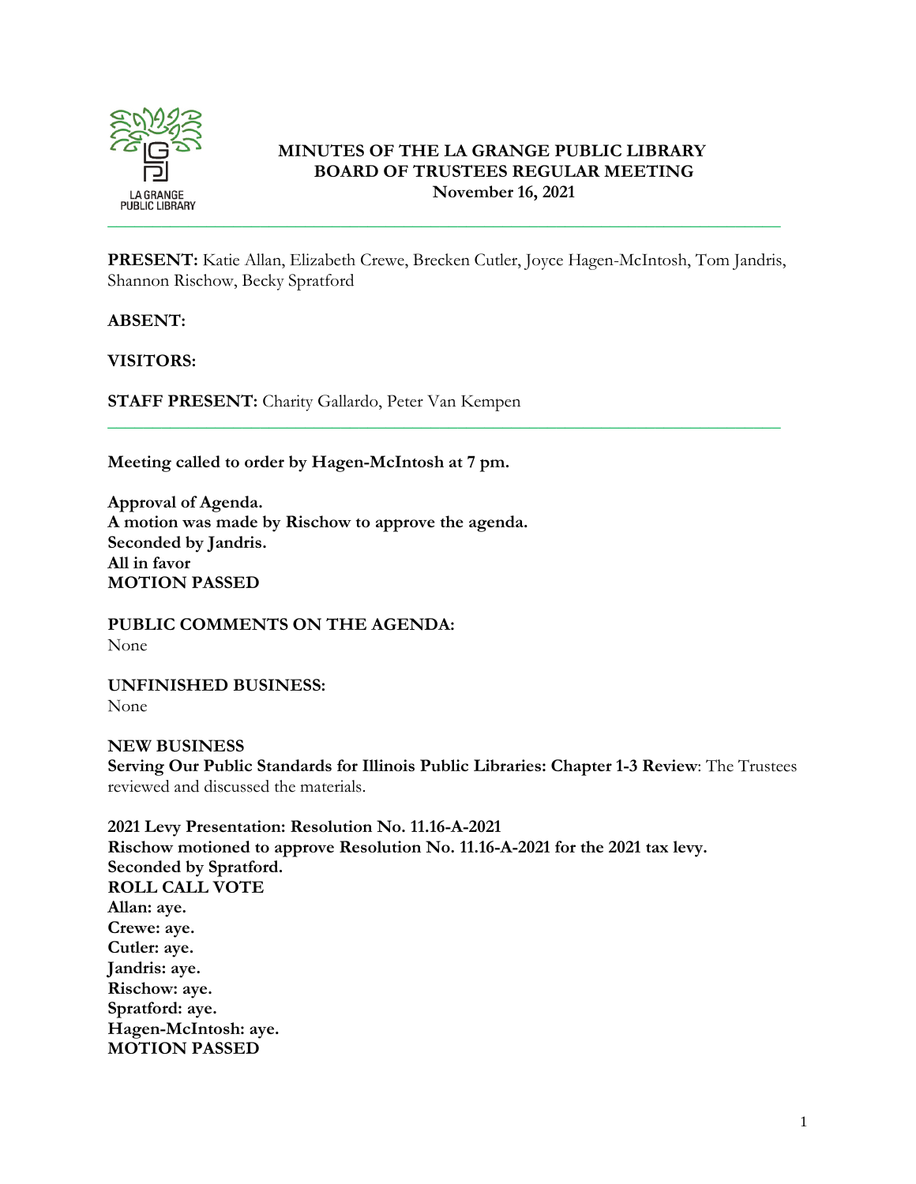# MINUTES OF THE LA GRANGE PUBLIC LIBRARY BOARD OF TRUSTEES REGULAR MEETING

**November 16, 2021**

---

**PRESENT:** Katie Allan, Elizabeth Crewe, Brecken Cutler, Joyce Hagen-McIntosh, Tom Jandris, Shannon Rischow, Becky Spratford

**ABSENT:**

**VISITORS:**

**STAFF PRESENT:** Charity Gallardo, Peter Van Kempen

---

**Meeting called to order by Hagen-McIntosh at 7 pm.**

**Approval of Agenda.**
**A motion was made by Rischow to approve the agenda.**
**Seconded by Jandris.**
**All in favor**
**MOTION PASSED**

**PUBLIC COMMENTS ON THE AGENDA:**
None

**UNFINISHED BUSINESS:**
None

**NEW BUSINESS**
**Serving Our Public Standards for Illinois Public Libraries: Chapter 1-3 Review**: The Trustees reviewed and discussed the materials.

**2021 Levy Presentation: Resolution No. 11.16-A-2021**
**Rischow motioned to approve Resolution No. 11.16-A-2021 for the 2021 tax levy.**
**Seconded by Spratford.**
**ROLL CALL VOTE**
**Allan: aye.**
**Crewe: aye.**
**Cutler: aye.**
**Jandris: aye.**
**Rischow: aye.**
**Spratford: aye.**
**Hagen-McIntosh: aye.**
**MOTION PASSED**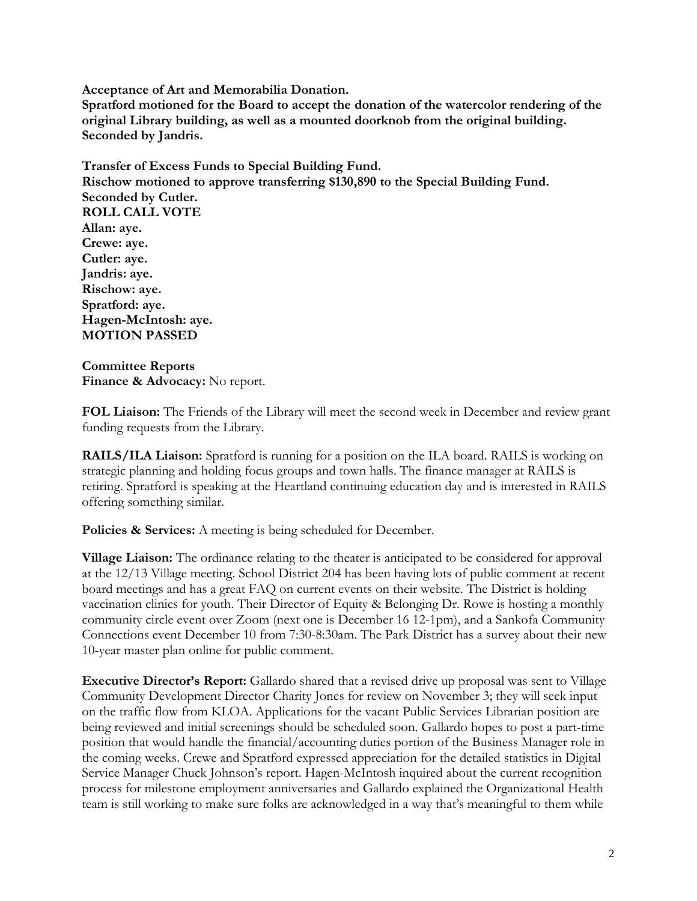**Acceptance of Art and Memorabilia Donation.**
**Spratford motioned for the Board to accept the donation of the watercolor rendering of the original Library building, as well as a mounted doorknob from the original building.**
**Seconded by Jandris.**

**Transfer of Excess Funds to Special Building Fund.**
**Rischow motioned to approve transferring $130,890 to the Special Building Fund.**
**Seconded by Cutler.**
**ROLL CALL VOTE**
**Allan: aye.**
**Crewe: aye.**
**Cutler: aye.**
**Jandris: aye.**
**Rischow: aye.**
**Spratford: aye.**
**Hagen-McIntosh: aye.**
**MOTION PASSED**

**Committee Reports**
**Finance & Advocacy:** No report.

**FOL Liaison:** The Friends of the Library will meet the second week in December and review grant funding requests from the Library.

**RAILS/ILA Liaison:** Spratford is running for a position on the ILA board. RAILS is working on strategic planning and holding focus groups and town halls. The finance manager at RAILS is retiring. Spratford is speaking at the Heartland continuing education day and is interested in RAILS offering something similar.

**Policies & Services:** A meeting is being scheduled for December.

**Village Liaison:** The ordinance relating to the theater is anticipated to be considered for approval at the 12/13 Village meeting. School District 204 has been having lots of public comment at recent board meetings and has a great FAQ on current events on their website. The District is holding vaccination clinics for youth. Their Director of Equity & Belonging Dr. Rowe is hosting a monthly community circle event over Zoom (next one is December 16 12-1pm), and a Sankofa Community Connections event December 10 from 7:30-8:30am. The Park District has a survey about their new 10-year master plan online for public comment.

**Executive Director's Report:** Gallardo shared that a revised drive up proposal was sent to Village Community Development Director Charity Jones for review on November 3; they will seek input on the traffic flow from KLOA. Applications for the vacant Public Services Librarian position are being reviewed and initial screenings should be scheduled soon. Gallardo hopes to post a part-time position that would handle the financial/accounting duties portion of the Business Manager role in the coming weeks. Crewe and Spratford expressed appreciation for the detailed statistics in Digital Service Manager Chuck Johnson's report. Hagen-McIntosh inquired about the current recognition process for milestone employment anniversaries and Gallardo explained the Organizational Health team is still working to make sure folks are acknowledged in a way that's meaningful to them while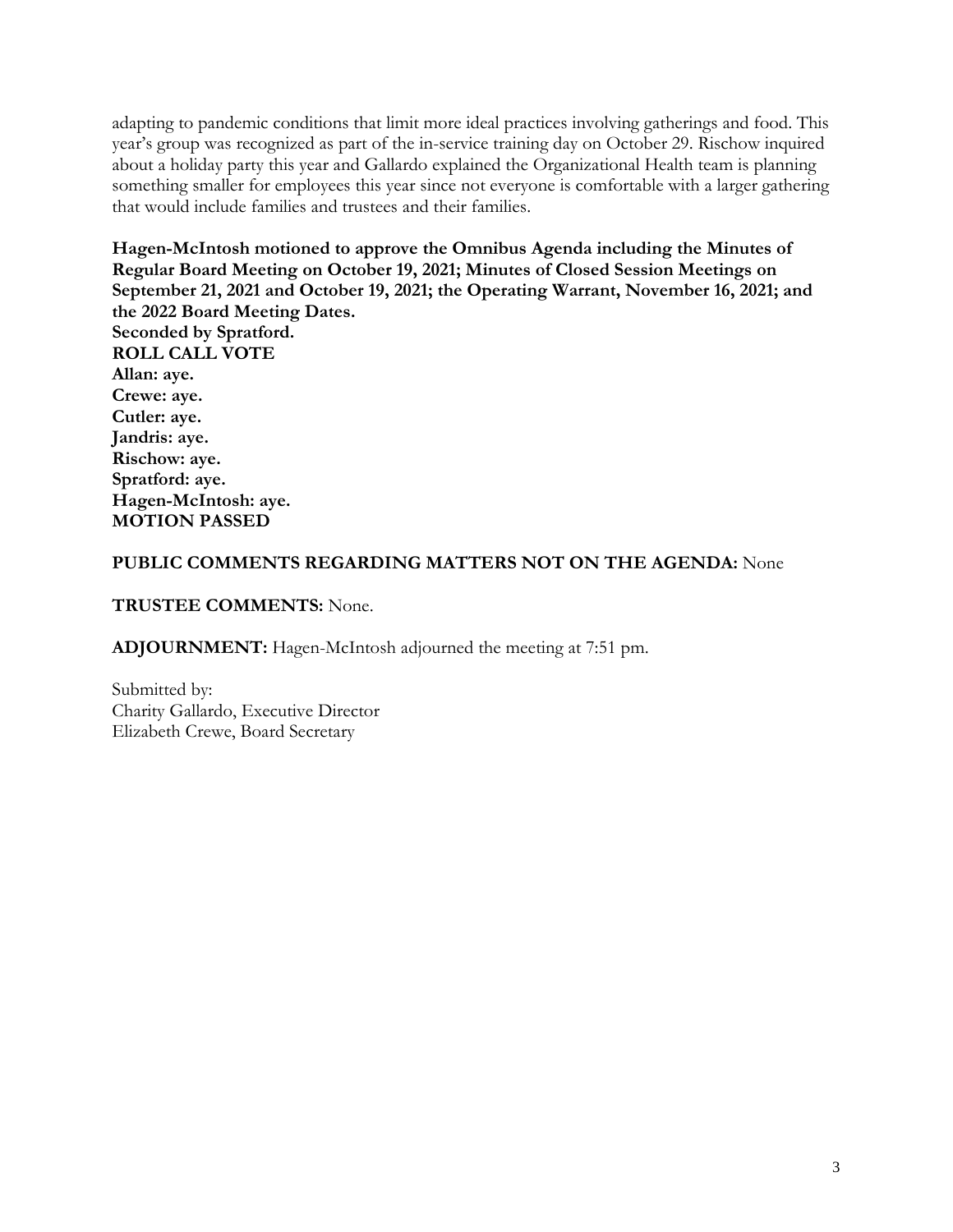adapting to pandemic conditions that limit more ideal practices involving gatherings and food. This year's group was recognized as part of the in-service training day on October 29. Rischow inquired about a holiday party this year and Gallardo explained the Organizational Health team is planning something smaller for employees this year since not everyone is comfortable with a larger gathering that would include families and trustees and their families.

**Hagen-McIntosh motioned to approve the Omnibus Agenda including the Minutes of Regular Board Meeting on October 19, 2021; Minutes of Closed Session Meetings on September 21, 2021 and October 19, 2021; the Operating Warrant, November 16, 2021; and the 2022 Board Meeting Dates.**
**Seconded by Spratford.**
**ROLL CALL VOTE**
**Allan: aye.**
**Crewe: aye.**
**Cutler: aye.**
**Jandris: aye.**
**Rischow: aye.**
**Spratford: aye.**
**Hagen-McIntosh: aye.**
**MOTION PASSED**

**PUBLIC COMMENTS REGARDING MATTERS NOT ON THE AGENDA:** None

**TRUSTEE COMMENTS:** None.

**ADJOURNMENT:** Hagen-McIntosh adjourned the meeting at 7:51 pm.

Submitted by:
Charity Gallardo, Executive Director
Elizabeth Crewe, Board Secretary